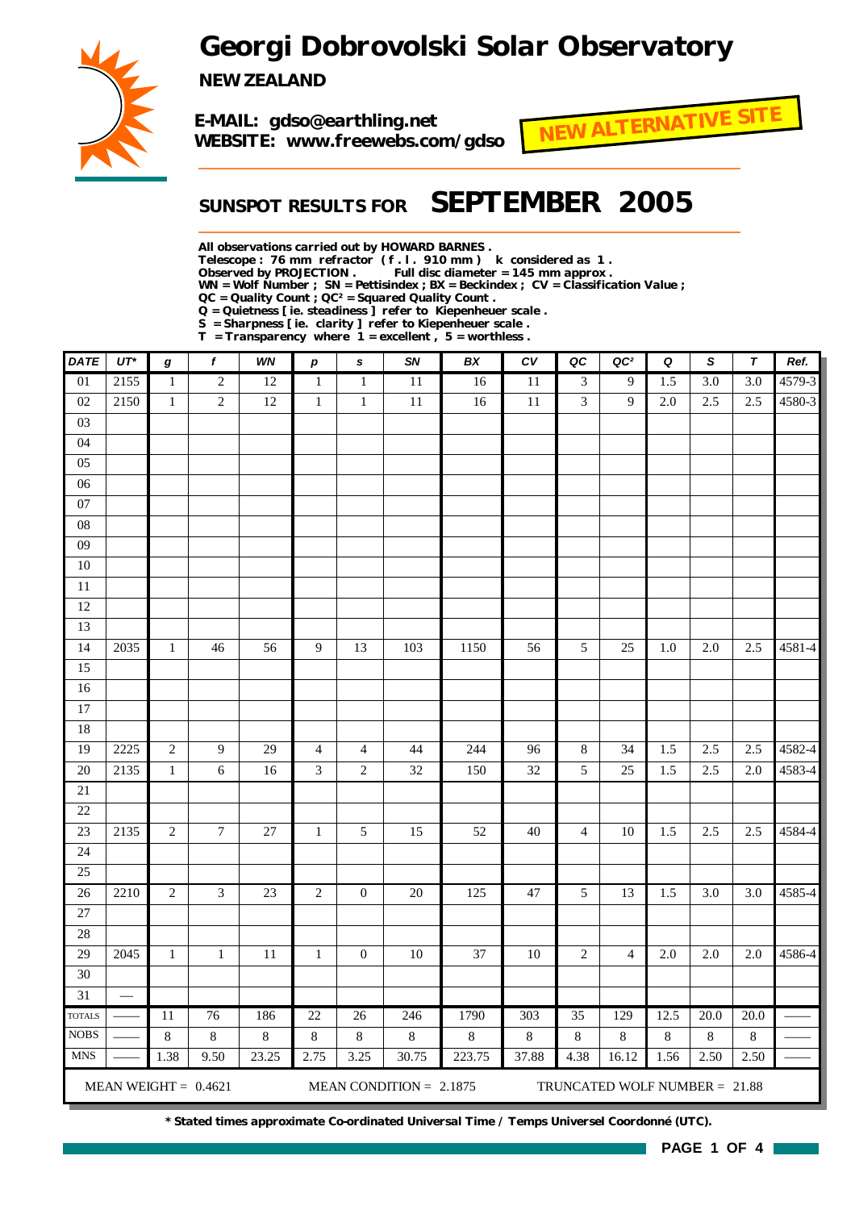# Georgi Dobrovolski Solar Observatory

**NEW ZEALAND**

**E-MAIL: gdso@earthling.net**
**WEBSITE: www.freewebs.com/gdso**

**NEW ALTERNATIVE SITE**

## SUNSPOT RESULTS FOR SEPTEMBER 2005

**All observations carried out by HOWARD BARNES .**
**Telescope : 76 mm refractor ( f . l . 910 mm ) k considered as 1 .**
**Observed by PROJECTION . Full disc diameter = 145 mm approx .**
**WN = Wolf Number ; SN = Pettisindex ; BX = Beckindex ; CV = Classification Value ;**
**QC = Quality Count ; QC² = Squared Quality Count .**
**Q = Quietness [ ie. steadiness ] refer to Kiepenheuer scale .**
**S = Sharpness [ ie. clarity ] refer to Kiepenheuer scale .**
**T = Transparency where 1 = excellent , 5 = worthless .**

| DATE | UT* | g | f | WN | p | s | SN | BX | CV | QC | QC² | Q | S | T | Ref. |
|---|---|---|---|---|---|---|---|---|---|---|---|---|---|---|---|
| 01 | 2155 | 1 | 2 | 12 | 1 | 1 | 11 | 16 | 11 | 3 | 9 | 1.5 | 3.0 | 3.0 | 4579-3 |
| 02 | 2150 | 1 | 2 | 12 | 1 | 1 | 11 | 16 | 11 | 3 | 9 | 2.0 | 2.5 | 2.5 | 4580-3 |
| 03 | | | | | | | | | | | | | | | |
| 04 | | | | | | | | | | | | | | | |
| 05 | | | | | | | | | | | | | | | |
| 06 | | | | | | | | | | | | | | | |
| 07 | | | | | | | | | | | | | | | |
| 08 | | | | | | | | | | | | | | | |
| 09 | | | | | | | | | | | | | | | |
| 10 | | | | | | | | | | | | | | | |
| 11 | | | | | | | | | | | | | | | |
| 12 | | | | | | | | | | | | | | | |
| 13 | | | | | | | | | | | | | | | |
| 14 | 2035 | 1 | 46 | 56 | 9 | 13 | 103 | 1150 | 56 | 5 | 25 | 1.0 | 2.0 | 2.5 | 4581-4 |
| 15 | | | | | | | | | | | | | | | |
| 16 | | | | | | | | | | | | | | | |
| 17 | | | | | | | | | | | | | | | |
| 18 | | | | | | | | | | | | | | | |
| 19 | 2225 | 2 | 9 | 29 | 4 | 4 | 44 | 244 | 96 | 8 | 34 | 1.5 | 2.5 | 2.5 | 4582-4 |
| 20 | 2135 | 1 | 6 | 16 | 3 | 2 | 32 | 150 | 32 | 5 | 25 | 1.5 | 2.5 | 2.0 | 4583-4 |
| 21 | | | | | | | | | | | | | | | |
| 22 | | | | | | | | | | | | | | | |
| 23 | 2135 | 2 | 7 | 27 | 1 | 5 | 15 | 52 | 40 | 4 | 10 | 1.5 | 2.5 | 2.5 | 4584-4 |
| 24 | | | | | | | | | | | | | | | |
| 25 | | | | | | | | | | | | | | | |
| 26 | 2210 | 2 | 3 | 23 | 2 | 0 | 20 | 125 | 47 | 5 | 13 | 1.5 | 3.0 | 3.0 | 4585-4 |
| 27 | | | | | | | | | | | | | | | |
| 28 | | | | | | | | | | | | | | | |
| 29 | 2045 | 1 | 1 | 11 | 1 | 0 | 10 | 37 | 10 | 2 | 4 | 2.0 | 2.0 | 2.0 | 4586-4 |
| 30 | | | | | | | | | | | | | | | |
| 31 | — | | | | | | | | | | | | | | |
| TOTALS | —— | 11 | 76 | 186 | 22 | 26 | 246 | 1790 | 303 | 35 | 129 | 12.5 | 20.0 | 20.0 | —— |
| NOBS | —— | 8 | 8 | 8 | 8 | 8 | 8 | 8 | 8 | 8 | 8 | 8 | 8 | 8 | —— |
| MNS | —— | 1.38 | 9.50 | 23.25 | 2.75 | 3.25 | 30.75 | 223.75 | 37.88 | 4.38 | 16.12 | 1.56 | 2.50 | 2.50 | —— |

MEAN WEIGHT = 0.4621 MEAN CONDITION = 2.1875 TRUNCATED WOLF NUMBER = 21.88

**\* Stated times approximate Co-ordinated Universal Time / Temps Universel Coordonné (UTC).**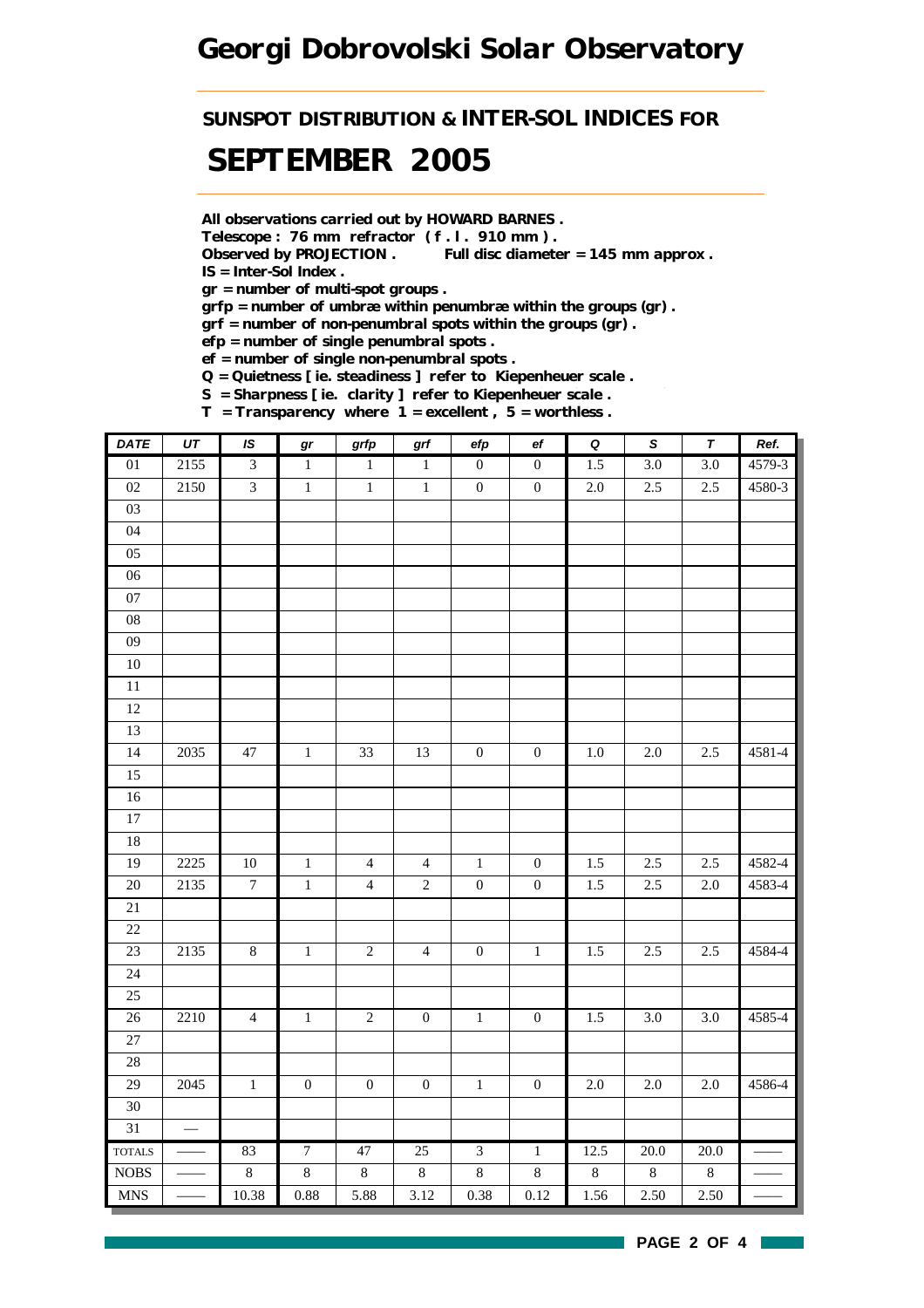# Georgi Dobrovolski Solar Observatory

## SUNSPOT DISTRIBUTION & INTER-SOL INDICES FOR

## SEPTEMBER 2005

**All observations carried out by HOWARD BARNES .**
**Telescope : 76 mm refractor ( f . l . 910 mm ) .**
**Observed by PROJECTION .   Full disc diameter = 145 mm approx .**
**IS = Inter-Sol Index .**
**gr = number of multi-spot groups .**
**grfp = number of umbræ within penumbræ within the groups (gr) .**
**grf = number of non-penumbral spots within the groups (gr) .**
**efp = number of single penumbral spots .**
**ef = number of single non-penumbral spots .**
**Q = Quietness [ ie. steadiness ] refer to Kiepenheuer scale .**
**S = Sharpness [ ie. clarity ] refer to Kiepenheuer scale .**
**T = Transparency where 1 = excellent , 5 = worthless .**

| DATE | UT | IS | gr | grfp | grf | efp | ef | Q | S | T | Ref. |
|---|---|---|---|---|---|---|---|---|---|---|---|
| 01 | 2155 | 3 | 1 | 1 | 1 | 0 | 0 | 1.5 | 3.0 | 3.0 | 4579-3 |
| 02 | 2150 | 3 | 1 | 1 | 1 | 0 | 0 | 2.0 | 2.5 | 2.5 | 4580-3 |
| 03 | | | | | | | | | | | |
| 04 | | | | | | | | | | | |
| 05 | | | | | | | | | | | |
| 06 | | | | | | | | | | | |
| 07 | | | | | | | | | | | |
| 08 | | | | | | | | | | | |
| 09 | | | | | | | | | | | |
| 10 | | | | | | | | | | | |
| 11 | | | | | | | | | | | |
| 12 | | | | | | | | | | | |
| 13 | | | | | | | | | | | |
| 14 | 2035 | 47 | 1 | 33 | 13 | 0 | 0 | 1.0 | 2.0 | 2.5 | 4581-4 |
| 15 | | | | | | | | | | | |
| 16 | | | | | | | | | | | |
| 17 | | | | | | | | | | | |
| 18 | | | | | | | | | | | |
| 19 | 2225 | 10 | 1 | 4 | 4 | 1 | 0 | 1.5 | 2.5 | 2.5 | 4582-4 |
| 20 | 2135 | 7 | 1 | 4 | 2 | 0 | 0 | 1.5 | 2.5 | 2.0 | 4583-4 |
| 21 | | | | | | | | | | | |
| 22 | | | | | | | | | | | |
| 23 | 2135 | 8 | 1 | 2 | 4 | 0 | 1 | 1.5 | 2.5 | 2.5 | 4584-4 |
| 24 | | | | | | | | | | | |
| 25 | | | | | | | | | | | |
| 26 | 2210 | 4 | 1 | 2 | 0 | 1 | 0 | 1.5 | 3.0 | 3.0 | 4585-4 |
| 27 | | | | | | | | | | | |
| 28 | | | | | | | | | | | |
| 29 | 2045 | 1 | 0 | 0 | 0 | 1 | 0 | 2.0 | 2.0 | 2.0 | 4586-4 |
| 30 | | | | | | | | | | | |
| 31 | — | | | | | | | | | | |
| TOTALS | —— | 83 | 7 | 47 | 25 | 3 | 1 | 12.5 | 20.0 | 20.0 | —— |
| NOBS | —— | 8 | 8 | 8 | 8 | 8 | 8 | 8 | 8 | 8 | —— |
| MNS | —— | 10.38 | 0.88 | 5.88 | 3.12 | 0.38 | 0.12 | 1.56 | 2.50 | 2.50 | —— |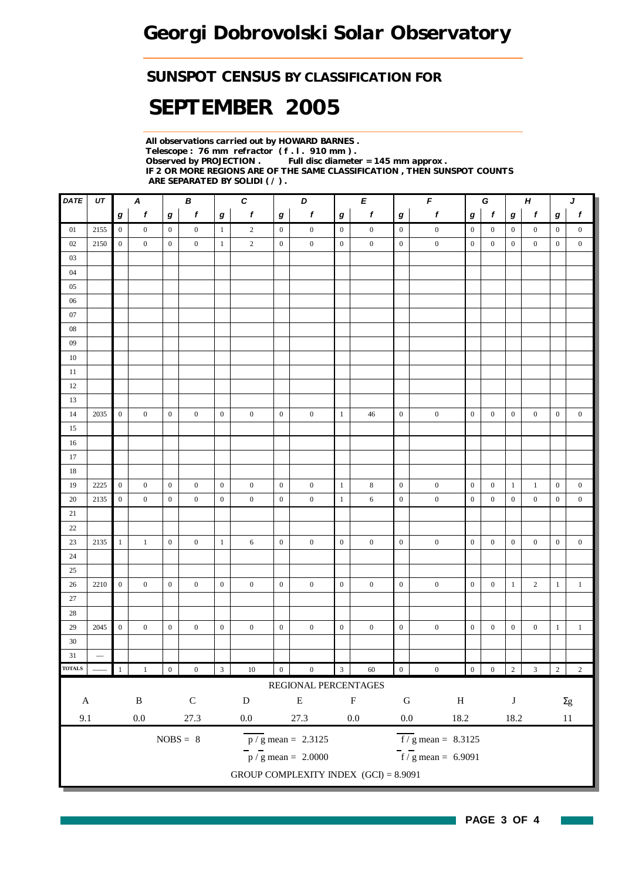# Georgi Dobrovolski Solar Observatory

## SUNSPOT CENSUS BY CLASSIFICATION FOR

# SEPTEMBER 2005

**All observations carried out by HOWARD BARNES .**
**Telescope : 76 mm refractor ( f . l . 910 mm ) .**
**Observed by PROJECTION . Full disc diameter = 145 mm approx .**
**IF 2 OR MORE REGIONS ARE OF THE SAME CLASSIFICATION , THEN SUNSPOT COUNTS ARE SEPARATED BY SOLIDI ( / ) .**

| DATE | UT | A | | B | | C | | D | | E | | F | | G | | H | | J | |
|---|---|---|---|---|---|---|---|---|---|---|---|---|---|---|---|---|---|---|---|
| | | g | f | g | f | g | f | g | f | g | f | g | f | g | f | g | f | g | f |
| 01 | 2155 | 0 | 0 | 0 | 0 | 1 | 2 | 0 | 0 | 0 | 0 | 0 | 0 | 0 | 0 | 0 | 0 | 0 | 0 |
| 02 | 2150 | 0 | 0 | 0 | 0 | 1 | 2 | 0 | 0 | 0 | 0 | 0 | 0 | 0 | 0 | 0 | 0 | 0 | 0 |
| 03 | | | | | | | | | | | | | | | | | | | |
| 04 | | | | | | | | | | | | | | | | | | | |
| 05 | | | | | | | | | | | | | | | | | | | |
| 06 | | | | | | | | | | | | | | | | | | | |
| 07 | | | | | | | | | | | | | | | | | | | |
| 08 | | | | | | | | | | | | | | | | | | | |
| 09 | | | | | | | | | | | | | | | | | | | |
| 10 | | | | | | | | | | | | | | | | | | | |
| 11 | | | | | | | | | | | | | | | | | | | |
| 12 | | | | | | | | | | | | | | | | | | | |
| 13 | | | | | | | | | | | | | | | | | | | |
| 14 | 2035 | 0 | 0 | 0 | 0 | 0 | 0 | 0 | 0 | 1 | 46 | 0 | 0 | 0 | 0 | 0 | 0 | 0 | 0 |
| 15 | | | | | | | | | | | | | | | | | | | |
| 16 | | | | | | | | | | | | | | | | | | | |
| 17 | | | | | | | | | | | | | | | | | | | |
| 18 | | | | | | | | | | | | | | | | | | | |
| 19 | 2225 | 0 | 0 | 0 | 0 | 0 | 0 | 0 | 0 | 1 | 8 | 0 | 0 | 0 | 0 | 1 | 1 | 0 | 0 |
| 20 | 2135 | 0 | 0 | 0 | 0 | 0 | 0 | 0 | 0 | 1 | 6 | 0 | 0 | 0 | 0 | 0 | 0 | 0 | 0 |
| 21 | | | | | | | | | | | | | | | | | | | |
| 22 | | | | | | | | | | | | | | | | | | | |
| 23 | 2135 | 1 | 1 | 0 | 0 | 1 | 6 | 0 | 0 | 0 | 0 | 0 | 0 | 0 | 0 | 0 | 0 | 0 | 0 |
| 24 | | | | | | | | | | | | | | | | | | | |
| 25 | | | | | | | | | | | | | | | | | | | |
| 26 | 2210 | 0 | 0 | 0 | 0 | 0 | 0 | 0 | 0 | 0 | 0 | 0 | 0 | 0 | 0 | 1 | 2 | 1 | 1 |
| 27 | | | | | | | | | | | | | | | | | | | |
| 28 | | | | | | | | | | | | | | | | | | | |
| 29 | 2045 | 0 | 0 | 0 | 0 | 0 | 0 | 0 | 0 | 0 | 0 | 0 | 0 | 0 | 0 | 0 | 0 | 1 | 1 |
| 30 | | | | | | | | | | | | | | | | | | | |
| 31 | — | | | | | | | | | | | | | | | | | | |
| TOTALS | — | 1 | 1 | 0 | 0 | 3 | 10 | 0 | 0 | 3 | 60 | 0 | 0 | 0 | 0 | 2 | 3 | 2 | 2 |

REGIONAL PERCENTAGES

| A | B | C | D | E | F | G | H | J | Σg |
|---|---|---|---|---|---|---|---|---|---|
| 9.1 | 0.0 | 27.3 | 0.0 | 27.3 | 0.0 | 0.0 | 18.2 | 18.2 | 11 |

NOBS = 8

$\overline{p/g}$ mean = 2.3125

$\overline{f/g}$ mean = 8.3125

$\overline{p}/\overline{g}$ mean = 2.0000

$\overline{f}/\overline{g}$ mean = 6.9091

GROUP COMPLEXITY INDEX (GCI) = 8.9091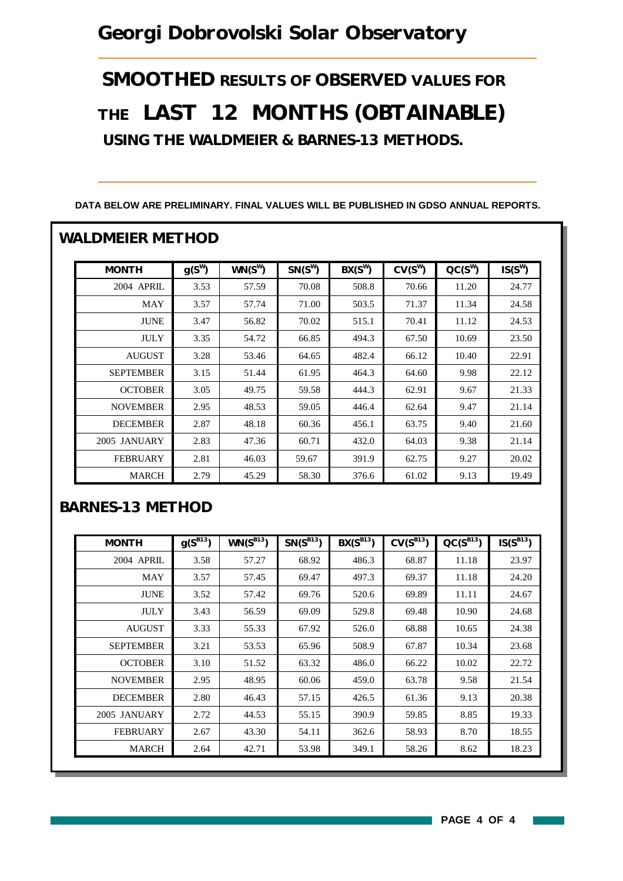# Georgi Dobrovolski Solar Observatory

## SMOOTHED RESULTS OF OBSERVED VALUES FOR THE LAST 12 MONTHS (OBTAINABLE) USING THE WALDMEIER & BARNES-13 METHODS.

**DATA BELOW ARE PRELIMINARY. FINAL VALUES WILL BE PUBLISHED IN GDSO ANNUAL REPORTS.**

## WALDMEIER METHOD

| MONTH | $g(S^W)$ | $WN(S^W)$ | $SN(S^W)$ | $BX(S^W)$ | $CV(S^W)$ | $QC(S^W)$ | $IS(S^W)$ |
|---|---|---|---|---|---|---|---|
| 2004 APRIL | 3.53 | 57.59 | 70.08 | 508.8 | 70.66 | 11.20 | 24.77 |
| MAY | 3.57 | 57.74 | 71.00 | 503.5 | 71.37 | 11.34 | 24.58 |
| JUNE | 3.47 | 56.82 | 70.02 | 515.1 | 70.41 | 11.12 | 24.53 |
| JULY | 3.35 | 54.72 | 66.85 | 494.3 | 67.50 | 10.69 | 23.50 |
| AUGUST | 3.28 | 53.46 | 64.65 | 482.4 | 66.12 | 10.40 | 22.91 |
| SEPTEMBER | 3.15 | 51.44 | 61.95 | 464.3 | 64.60 | 9.98 | 22.12 |
| OCTOBER | 3.05 | 49.75 | 59.58 | 444.3 | 62.91 | 9.67 | 21.33 |
| NOVEMBER | 2.95 | 48.53 | 59.05 | 446.4 | 62.64 | 9.47 | 21.14 |
| DECEMBER | 2.87 | 48.18 | 60.36 | 456.1 | 63.75 | 9.40 | 21.60 |
| 2005 JANUARY | 2.83 | 47.36 | 60.71 | 432.0 | 64.03 | 9.38 | 21.14 |
| FEBRUARY | 2.81 | 46.03 | 59.67 | 391.9 | 62.75 | 9.27 | 20.02 |
| MARCH | 2.79 | 45.29 | 58.30 | 376.6 | 61.02 | 9.13 | 19.49 |

## BARNES-13 METHOD

| MONTH | $g(S^{B13})$ | $WN(S^{B13})$ | $SN(S^{B13})$ | $BX(S^{B13})$ | $CV(S^{B13})$ | $QC(S^{B13})$ | $IS(S^{B13})$ |
|---|---|---|---|---|---|---|---|
| 2004 APRIL | 3.58 | 57.27 | 68.92 | 486.3 | 68.87 | 11.18 | 23.97 |
| MAY | 3.57 | 57.45 | 69.47 | 497.3 | 69.37 | 11.18 | 24.20 |
| JUNE | 3.52 | 57.42 | 69.76 | 520.6 | 69.89 | 11.11 | 24.67 |
| JULY | 3.43 | 56.59 | 69.09 | 529.8 | 69.48 | 10.90 | 24.68 |
| AUGUST | 3.33 | 55.33 | 67.92 | 526.0 | 68.88 | 10.65 | 24.38 |
| SEPTEMBER | 3.21 | 53.53 | 65.96 | 508.9 | 67.87 | 10.34 | 23.68 |
| OCTOBER | 3.10 | 51.52 | 63.32 | 486.0 | 66.22 | 10.02 | 22.72 |
| NOVEMBER | 2.95 | 48.95 | 60.06 | 459.0 | 63.78 | 9.58 | 21.54 |
| DECEMBER | 2.80 | 46.43 | 57.15 | 426.5 | 61.36 | 9.13 | 20.38 |
| 2005 JANUARY | 2.72 | 44.53 | 55.15 | 390.9 | 59.85 | 8.85 | 19.33 |
| FEBRUARY | 2.67 | 43.30 | 54.11 | 362.6 | 58.93 | 8.70 | 18.55 |
| MARCH | 2.64 | 42.71 | 53.98 | 349.1 | 58.26 | 8.62 | 18.23 |